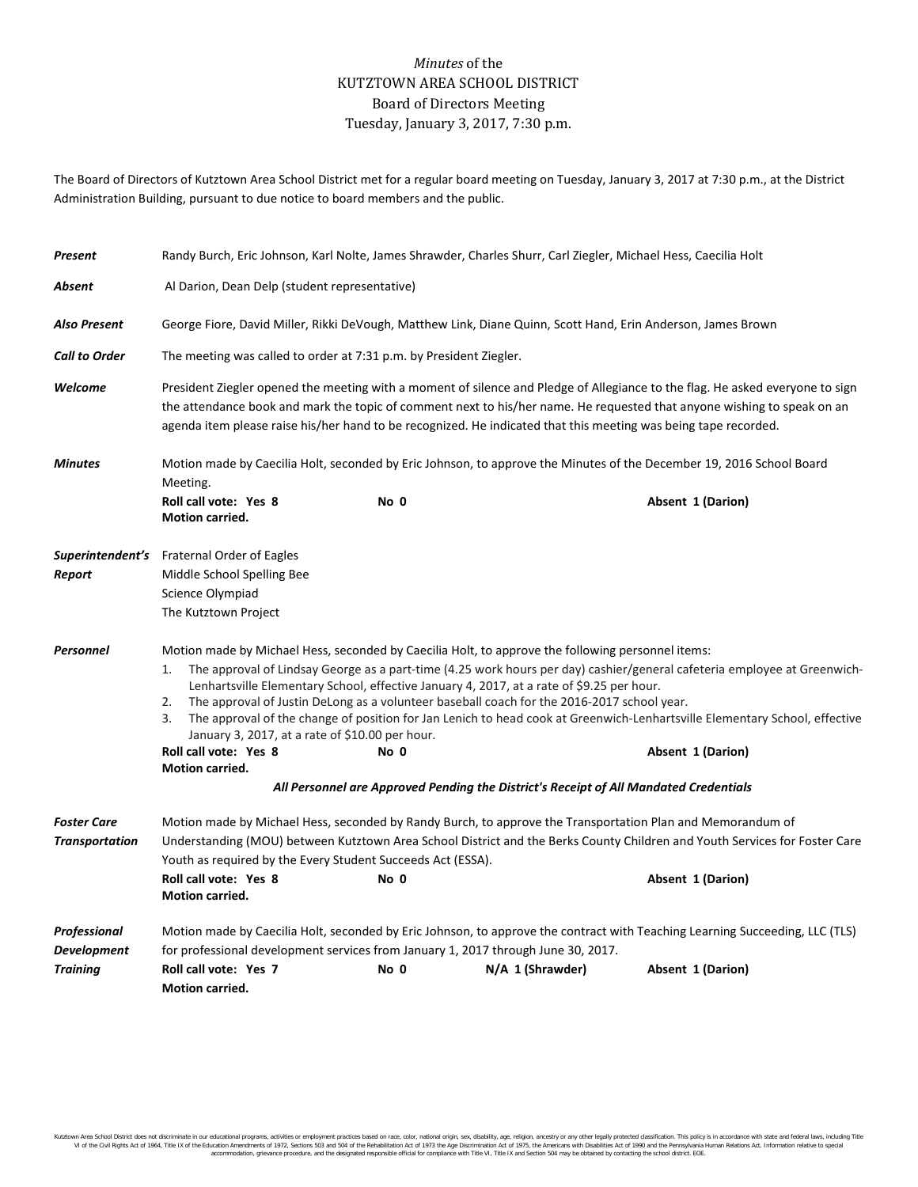*Minutes* of the
KUTZTOWN AREA SCHOOL DISTRICT
Board of Directors Meeting
Tuesday, January 3, 2017, 7:30 p.m.

The Board of Directors of Kutztown Area School District met for a regular board meeting on Tuesday, January 3, 2017 at 7:30 p.m., at the District Administration Building, pursuant to due notice to board members and the public.

***Present*** Randy Burch, Eric Johnson, Karl Nolte, James Shrawder, Charles Shurr, Carl Ziegler, Michael Hess, Caecilia Holt

***Absent*** Al Darion, Dean Delp (student representative)

***Also Present*** George Fiore, David Miller, Rikki DeVough, Matthew Link, Diane Quinn, Scott Hand, Erin Anderson, James Brown

***Call to Order*** The meeting was called to order at 7:31 p.m. by President Ziegler.

***Welcome*** President Ziegler opened the meeting with a moment of silence and Pledge of Allegiance to the flag. He asked everyone to sign the attendance book and mark the topic of comment next to his/her name. He requested that anyone wishing to speak on an agenda item please raise his/her hand to be recognized. He indicated that this meeting was being tape recorded.

***Minutes*** Motion made by Caecilia Holt, seconded by Eric Johnson, to approve the Minutes of the December 19, 2016 School Board Meeting.

**Roll call vote: Yes 8** **No 0** **Absent 1 (Darion)**
**Motion carried.**

***Superintendent's Report***
Fraternal Order of Eagles
Middle School Spelling Bee
Science Olympiad
The Kutztown Project

***Personnel*** Motion made by Michael Hess, seconded by Caecilia Holt, to approve the following personnel items:

1. The approval of Lindsay George as a part-time (4.25 work hours per day) cashier/general cafeteria employee at Greenwich-Lenhartsville Elementary School, effective January 4, 2017, at a rate of $9.25 per hour.
2. The approval of Justin DeLong as a volunteer baseball coach for the 2016-2017 school year.
3. The approval of the change of position for Jan Lenich to head cook at Greenwich-Lenhartsville Elementary School, effective January 3, 2017, at a rate of $10.00 per hour.

**Roll call vote: Yes 8** **No 0** **Absent 1 (Darion)**
**Motion carried.**

***All Personnel are Approved Pending the District's Receipt of All Mandated Credentials***

***Foster Care Transportation*** Motion made by Michael Hess, seconded by Randy Burch, to approve the Transportation Plan and Memorandum of Understanding (MOU) between Kutztown Area School District and the Berks County Children and Youth Services for Foster Care Youth as required by the Every Student Succeeds Act (ESSA).

**Roll call vote: Yes 8** **No 0** **Absent 1 (Darion)**
**Motion carried.**

***Professional Development Training*** Motion made by Caecilia Holt, seconded by Eric Johnson, to approve the contract with Teaching Learning Succeeding, LLC (TLS) for professional development services from January 1, 2017 through June 30, 2017.

**Roll call vote: Yes 7** **No 0** **N/A 1 (Shrawder)** **Absent 1 (Darion)**
**Motion carried.**

Kutztown Area School District does not discriminate in our educational programs, activities or employment practices based on race, color, national origin, sex, disability, age, religion, ancestry or any other legally protected classification. This policy is in accordance with state and federal laws, including Title VI of the Civil Rights Act of 1964, Title IX of the Education Amendments of 1972, Sections 503 and 504 of the Rehabilitation Act of 1973 the Age Discrimination Act of 1975, the Americans with Disabilities Act of 1990 and the Pennsylvania Human Relations Act. Information relative to special accommodation, grievance procedure, and the designated responsible official for compliance with Title VI, Title IX and Section 504 may be obtained by contacting the school district. EOE.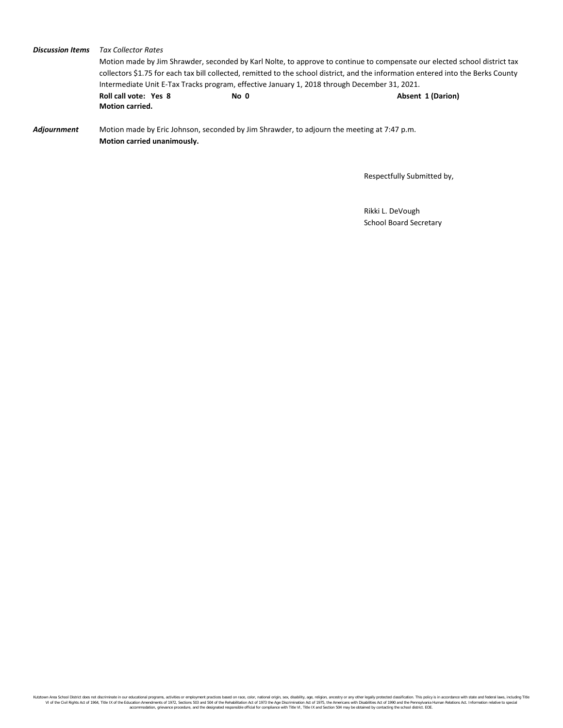***Discussion Items*** *Tax Collector Rates*

Motion made by Jim Shrawder, seconded by Karl Nolte, to approve to continue to compensate our elected school district tax collectors $1.75 for each tax bill collected, remitted to the school district, and the information entered into the Berks County Intermediate Unit E-Tax Tracks program, effective January 1, 2018 through December 31, 2021.

**Roll call vote: Yes 8** **No 0** **Absent 1 (Darion)**

**Motion carried.**

***Adjournment*** Motion made by Eric Johnson, seconded by Jim Shrawder, to adjourn the meeting at 7:47 p.m.

**Motion carried unanimously.**

Respectfully Submitted by,

Rikki L. DeVough
School Board Secretary

Kutztown Area School District does not discriminate in our educational programs, activities or employment practices based on race, color, national origin, sex, disability, age, religion, ancestry or any other legally protected classification. This policy is in accordance with state and federal laws, including Title VI of the Civil Rights Act of 1964, Title IX of the Education Amendments of 1972, Sections 503 and 504 of the Rehabilitation Act of 1973 the Age Discrimination Act of 1975, the Americans with Disabilities Act of 1990 and the Pennsylvania Human Relations Act. Information relative to special accommodation, grievance procedure, and the designated responsible official for compliance with Title VI, Title IX and Section 504 may be obtained by contacting the school district. EOE.